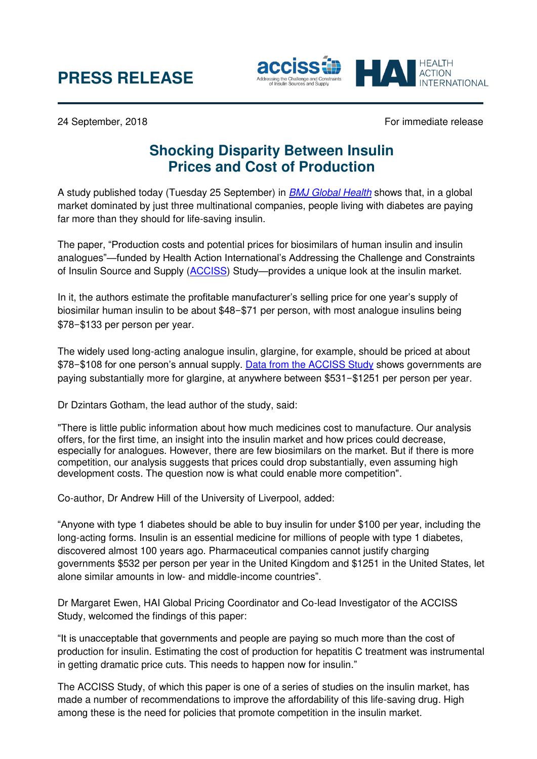# PRESS RELEASE

24 September, 2018 For immediate release

## Shocking Disparity Between Insulin Prices and Cost of Production

A study published today (Tuesday 25 September) in *BMJ Global Health* shows that, in a global market dominated by just three multinational companies, people living with diabetes are paying far more than they should for life-saving insulin.

The paper, "Production costs and potential prices for biosimilars of human insulin and insulin analogues"—funded by Health Action International's Addressing the Challenge and Constraints of Insulin Source and Supply (ACCISS) Study—provides a unique look at the insulin market.

In it, the authors estimate the profitable manufacturer's selling price for one year's supply of biosimilar human insulin to be about $48−$71 per person, with most analogue insulins being $78−$133 per person per year.

The widely used long-acting analogue insulin, glargine, for example, should be priced at about $78−$108 for one person's annual supply. Data from the ACCISS Study shows governments are paying substantially more for glargine, at anywhere between $531−$1251 per person per year.

Dr Dzintars Gotham, the lead author of the study, said:

"There is little public information about how much medicines cost to manufacture. Our analysis offers, for the first time, an insight into the insulin market and how prices could decrease, especially for analogues. However, there are few biosimilars on the market. But if there is more competition, our analysis suggests that prices could drop substantially, even assuming high development costs. The question now is what could enable more competition".

Co-author, Dr Andrew Hill of the University of Liverpool, added:

"Anyone with type 1 diabetes should be able to buy insulin for under $100 per year, including the long-acting forms. Insulin is an essential medicine for millions of people with type 1 diabetes, discovered almost 100 years ago. Pharmaceutical companies cannot justify charging governments $532 per person per year in the United Kingdom and $1251 in the United States, let alone similar amounts in low- and middle-income countries".

Dr Margaret Ewen, HAI Global Pricing Coordinator and Co-lead Investigator of the ACCISS Study, welcomed the findings of this paper:

"It is unacceptable that governments and people are paying so much more than the cost of production for insulin. Estimating the cost of production for hepatitis C treatment was instrumental in getting dramatic price cuts. This needs to happen now for insulin."

The ACCISS Study, of which this paper is one of a series of studies on the insulin market, has made a number of recommendations to improve the affordability of this life-saving drug. High among these is the need for policies that promote competition in the insulin market.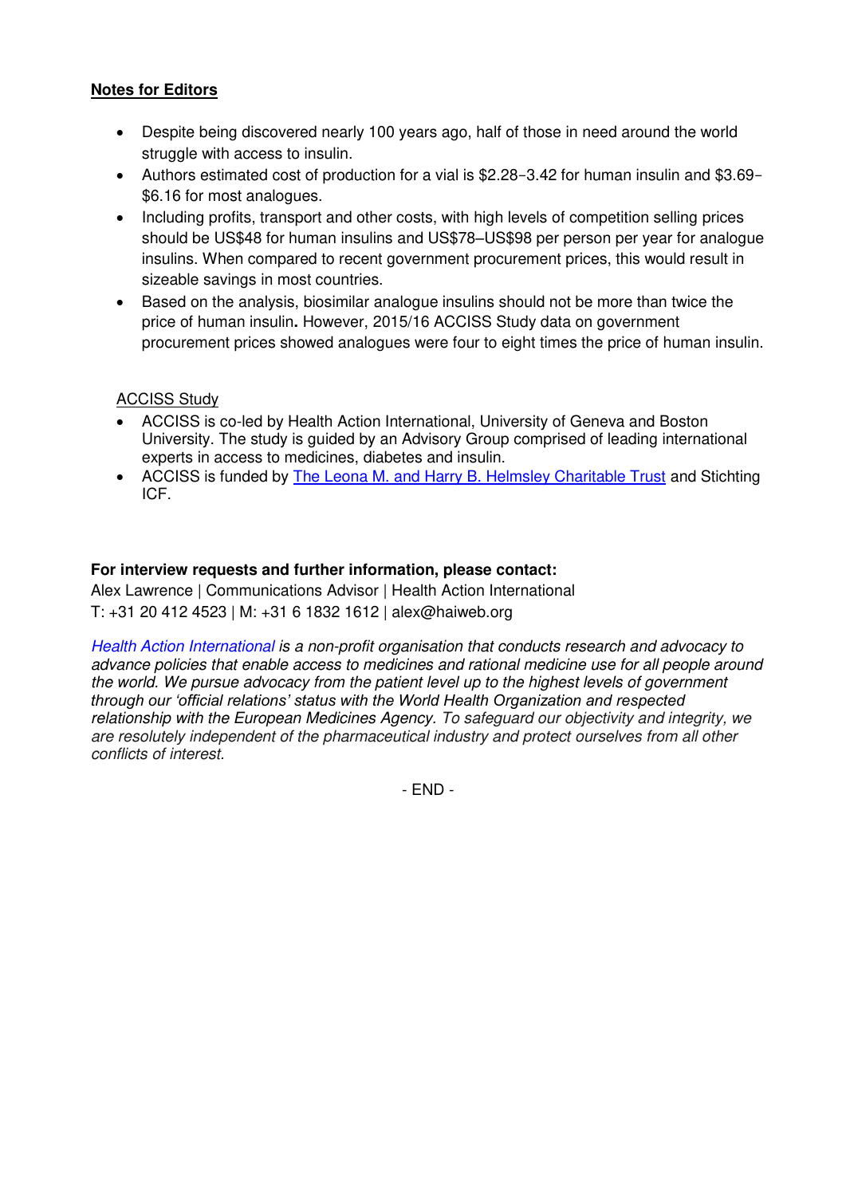**Notes for Editors**

- Despite being discovered nearly 100 years ago, half of those in need around the world struggle with access to insulin.
- Authors estimated cost of production for a vial is $2.28–3.42 for human insulin and $3.69–$6.16 for most analogues.
- Including profits, transport and other costs, with high levels of competition selling prices should be US$48 for human insulins and US$78–US$98 per person per year for analogue insulins. When compared to recent government procurement prices, this would result in sizeable savings in most countries.
- Based on the analysis, biosimilar analogue insulins should not be more than twice the price of human insulin**.** However, 2015/16 ACCISS Study data on government procurement prices showed analogues were four to eight times the price of human insulin.

ACCISS Study

- ACCISS is co-led by Health Action International, University of Geneva and Boston University. The study is guided by an Advisory Group comprised of leading international experts in access to medicines, diabetes and insulin.
- ACCISS is funded by The Leona M. and Harry B. Helmsley Charitable Trust and Stichting ICF.

**For interview requests and further information, please contact:**
Alex Lawrence | Communications Advisor | Health Action International
T: +31 20 412 4523 | M: +31 6 1832 1612 | alex@haiweb.org

*Health Action International is a non-profit organisation that conducts research and advocacy to advance policies that enable access to medicines and rational medicine use for all people around the world. We pursue advocacy from the patient level up to the highest levels of government through our 'official relations' status with the World Health Organization and respected relationship with the European Medicines Agency. To safeguard our objectivity and integrity, we are resolutely independent of the pharmaceutical industry and protect ourselves from all other conflicts of interest.*

- END -